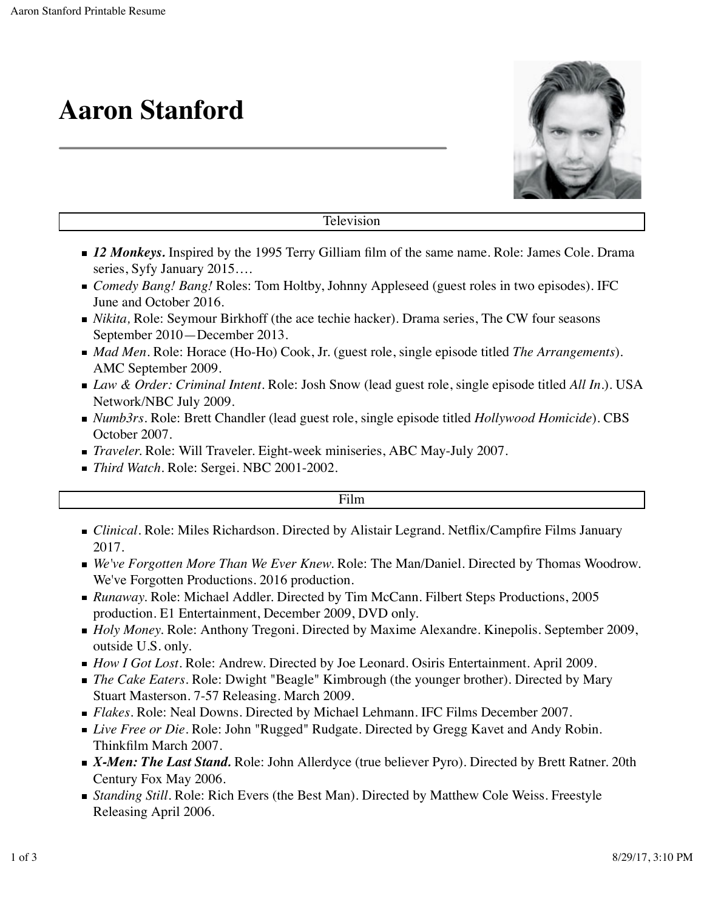# Aaron Stanford

## Television

- ***12 Monkeys.*** Inspired by the 1995 Terry Gilliam film of the same name. Role: James Cole. Drama series, Syfy January 2015….
- *Comedy Bang! Bang!* Roles: Tom Holtby, Johnny Appleseed (guest roles in two episodes). IFC June and October 2016.
- *Nikita,* Role: Seymour Birkhoff (the ace techie hacker). Drama series, The CW four seasons September 2010—December 2013.
- *Mad Men*. Role: Horace (Ho-Ho) Cook, Jr. (guest role, single episode titled *The Arrangements*). AMC September 2009.
- *Law & Order: Criminal Intent*. Role: Josh Snow (lead guest role, single episode titled *All In*.). USA Network/NBC July 2009.
- *Numb3rs*. Role: Brett Chandler (lead guest role, single episode titled *Hollywood Homicide*). CBS October 2007.
- *Traveler.* Role: Will Traveler. Eight-week miniseries, ABC May-July 2007.
- *Third Watch*. Role: Sergei. NBC 2001-2002.

## Film

- *Clinical*. Role: Miles Richardson. Directed by Alistair Legrand. Netflix/Campfire Films January 2017.
- *We've Forgotten More Than We Ever Knew.* Role: The Man/Daniel. Directed by Thomas Woodrow. We've Forgotten Productions. 2016 production.
- *Runaway.* Role: Michael Addler. Directed by Tim McCann. Filbert Steps Productions, 2005 production. E1 Entertainment, December 2009, DVD only.
- *Holy Money.* Role: Anthony Tregoni. Directed by Maxime Alexandre. Kinepolis. September 2009, outside U.S. only.
- *How I Got Lost*. Role: Andrew. Directed by Joe Leonard. Osiris Entertainment. April 2009.
- *The Cake Eaters*. Role: Dwight "Beagle" Kimbrough (the younger brother). Directed by Mary Stuart Masterson. 7-57 Releasing. March 2009.
- *Flakes*. Role: Neal Downs. Directed by Michael Lehmann. IFC Films December 2007.
- *Live Free or Die*. Role: John "Rugged" Rudgate. Directed by Gregg Kavet and Andy Robin. Thinkfilm March 2007.
- ***X-Men: The Last Stand.*** Role: John Allerdyce (true believer Pyro). Directed by Brett Ratner. 20th Century Fox May 2006.
- *Standing Still*. Role: Rich Evers (the Best Man). Directed by Matthew Cole Weiss. Freestyle Releasing April 2006.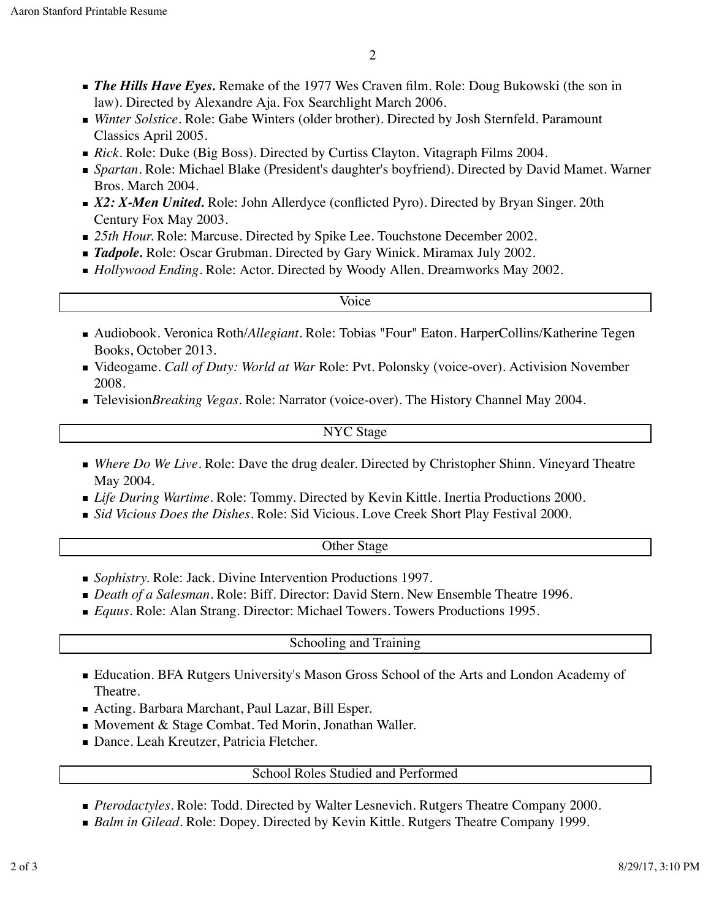- ***The Hills Have Eyes.*** Remake of the 1977 Wes Craven film. Role: Doug Bukowski (the son in law). Directed by Alexandre Aja. Fox Searchlight March 2006.
- *Winter Solstice*. Role: Gabe Winters (older brother). Directed by Josh Sternfeld. Paramount Classics April 2005.
- *Rick*. Role: Duke (Big Boss). Directed by Curtiss Clayton. Vitagraph Films 2004.
- *Spartan*. Role: Michael Blake (President's daughter's boyfriend). Directed by David Mamet. Warner Bros. March 2004.
- ***X2: X-Men United.*** Role: John Allerdyce (conflicted Pyro). Directed by Bryan Singer. 20th Century Fox May 2003.
- *25th Hour.* Role: Marcuse. Directed by Spike Lee. Touchstone December 2002.
- ***Tadpole.*** Role: Oscar Grubman. Directed by Gary Winick. Miramax July 2002.
- *Hollywood Ending*. Role: Actor. Directed by Woody Allen. Dreamworks May 2002.

## Voice

- Audiobook. Veronica Roth/*Allegiant*. Role: Tobias "Four" Eaton. HarperCollins/Katherine Tegen Books, October 2013.
- Videogame. *Call of Duty: World at War* Role: Pvt. Polonsky (voice-over). Activision November 2008.
- Television*Breaking Vegas*. Role: Narrator (voice-over). The History Channel May 2004.

## NYC Stage

- *Where Do We Live*. Role: Dave the drug dealer. Directed by Christopher Shinn. Vineyard Theatre May 2004.
- *Life During Wartime*. Role: Tommy. Directed by Kevin Kittle. Inertia Productions 2000.
- *Sid Vicious Does the Dishes*. Role: Sid Vicious. Love Creek Short Play Festival 2000.

## Other Stage

- *Sophistry.* Role: Jack. Divine Intervention Productions 1997.
- *Death of a Salesman*. Role: Biff. Director: David Stern. New Ensemble Theatre 1996.
- *Equus*. Role: Alan Strang. Director: Michael Towers. Towers Productions 1995.

## Schooling and Training

- Education. BFA Rutgers University's Mason Gross School of the Arts and London Academy of Theatre.
- Acting. Barbara Marchant, Paul Lazar, Bill Esper.
- Movement & Stage Combat. Ted Morin, Jonathan Waller.
- Dance. Leah Kreutzer, Patricia Fletcher.

## School Roles Studied and Performed

- *Pterodactyles*. Role: Todd. Directed by Walter Lesnevich. Rutgers Theatre Company 2000.
- *Balm in Gilead*. Role: Dopey. Directed by Kevin Kittle. Rutgers Theatre Company 1999.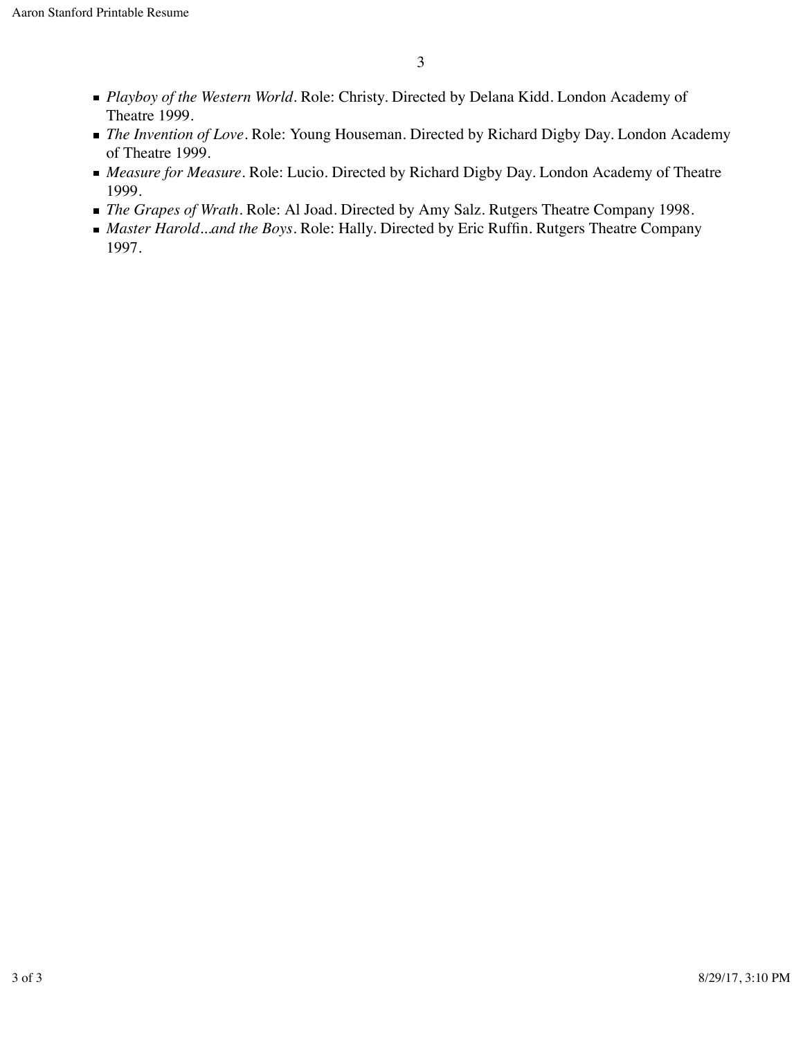- *Playboy of the Western World*. Role: Christy. Directed by Delana Kidd. London Academy of Theatre 1999.
- *The Invention of Love*. Role: Young Houseman. Directed by Richard Digby Day. London Academy of Theatre 1999.
- *Measure for Measure*. Role: Lucio. Directed by Richard Digby Day. London Academy of Theatre 1999.
- *The Grapes of Wrath*. Role: Al Joad. Directed by Amy Salz. Rutgers Theatre Company 1998.
- *Master Harold...and the Boys*. Role: Hally. Directed by Eric Ruffin. Rutgers Theatre Company 1997.